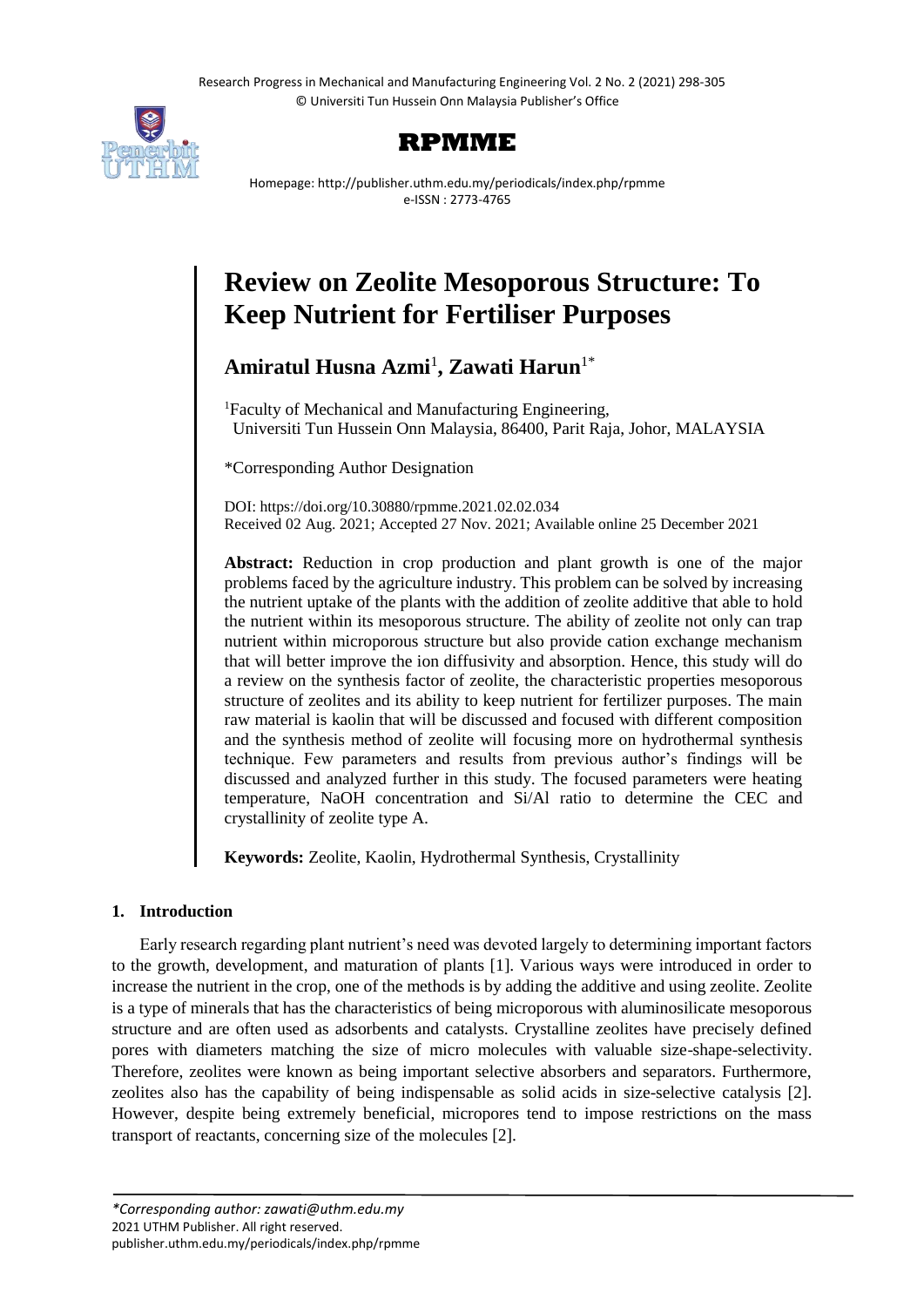# Review on Zeolite Mesoporous Structure: To Keep Nutrient for Fertiliser Purposes

**Amiratul Husna Azmi**[1], **Zawati Harun**[1*]

[1]Faculty of Mechanical and Manufacturing Engineering, Universiti Tun Hussein Onn Malaysia, 86400, Parit Raja, Johor, MALAYSIA

*Corresponding Author Designation

DOI: https://doi.org/10.30880/rpmme.2021.02.02.034
Received 02 Aug. 2021; Accepted 27 Nov. 2021; Available online 25 December 2021

**Abstract:** Reduction in crop production and plant growth is one of the major problems faced by the agriculture industry. This problem can be solved by increasing the nutrient uptake of the plants with the addition of zeolite additive that able to hold the nutrient within its mesoporous structure. The ability of zeolite not only can trap nutrient within microporous structure but also provide cation exchange mechanism that will better improve the ion diffusivity and absorption. Hence, this study will do a review on the synthesis factor of zeolite, the characteristic properties mesoporous structure of zeolites and its ability to keep nutrient for fertilizer purposes. The main raw material is kaolin that will be discussed and focused with different composition and the synthesis method of zeolite will focusing more on hydrothermal synthesis technique. Few parameters and results from previous author's findings will be discussed and analyzed further in this study. The focused parameters were heating temperature, NaOH concentration and Si/Al ratio to determine the CEC and crystallinity of zeolite type A.

**Keywords:** Zeolite, Kaolin, Hydrothermal Synthesis, Crystallinity

## 1. Introduction

Early research regarding plant nutrient's need was devoted largely to determining important factors to the growth, development, and maturation of plants [1]. Various ways were introduced in order to increase the nutrient in the crop, one of the methods is by adding the additive and using zeolite. Zeolite is a type of minerals that has the characteristics of being microporous with aluminosilicate mesoporous structure and are often used as adsorbents and catalysts. Crystalline zeolites have precisely defined pores with diameters matching the size of micro molecules with valuable size-shape-selectivity. Therefore, zeolites were known as being important selective absorbers and separators. Furthermore, zeolites also has the capability of being indispensable as solid acids in size-selective catalysis [2]. However, despite being extremely beneficial, micropores tend to impose restrictions on the mass transport of reactants, concerning size of the molecules [2].

*\*Corresponding author: zawati@uthm.edu.my*
2021 UTHM Publisher. All right reserved.
publisher.uthm.edu.my/periodicals/index.php/rpmme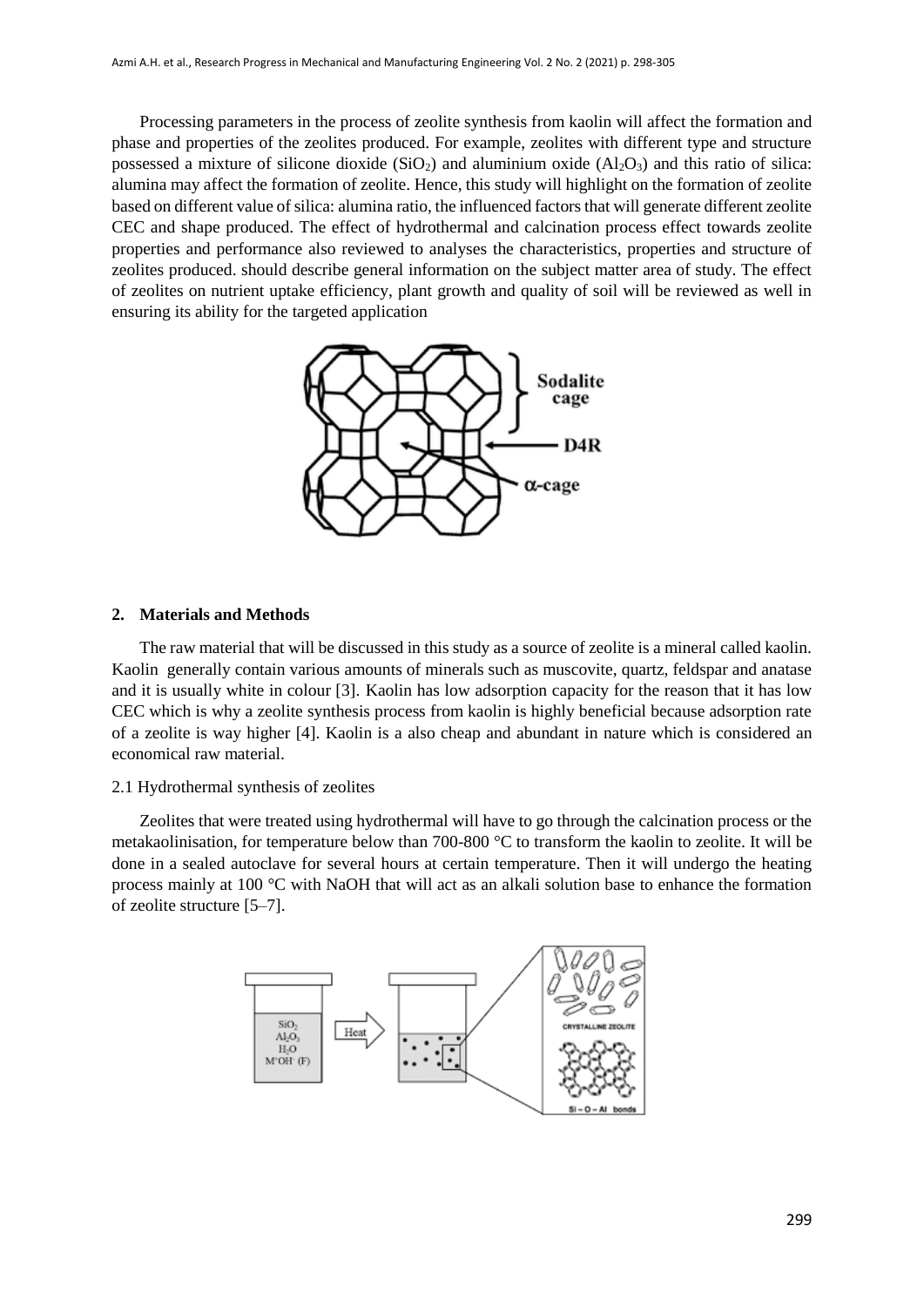Processing parameters in the process of zeolite synthesis from kaolin will affect the formation and phase and properties of the zeolites produced. For example, zeolites with different type and structure possessed a mixture of silicone dioxide ($SiO_2$) and aluminium oxide ($Al_2O_3$) and this ratio of silica: alumina may affect the formation of zeolite. Hence, this study will highlight on the formation of zeolite based on different value of silica: alumina ratio, the influenced factors that will generate different zeolite CEC and shape produced. The effect of hydrothermal and calcination process effect towards zeolite properties and performance also reviewed to analyses the characteristics, properties and structure of zeolites produced. should describe general information on the subject matter area of study. The effect of zeolites on nutrient uptake efficiency, plant growth and quality of soil will be reviewed as well in ensuring its ability for the targeted application

## 2. Materials and Methods

The raw material that will be discussed in this study as a source of zeolite is a mineral called kaolin. Kaolin generally contain various amounts of minerals such as muscovite, quartz, feldspar and anatase and it is usually white in colour [3]. Kaolin has low adsorption capacity for the reason that it has low CEC which is why a zeolite synthesis process from kaolin is highly beneficial because adsorption rate of a zeolite is way higher [4]. Kaolin is a also cheap and abundant in nature which is considered an economical raw material.

### 2.1 Hydrothermal synthesis of zeolites

Zeolites that were treated using hydrothermal will have to go through the calcination process or the metakaolinisation, for temperature below than 700-800 °C to transform the kaolin to zeolite. It will be done in a sealed autoclave for several hours at certain temperature. Then it will undergo the heating process mainly at 100 °C with NaOH that will act as an alkali solution base to enhance the formation of zeolite structure [5–7].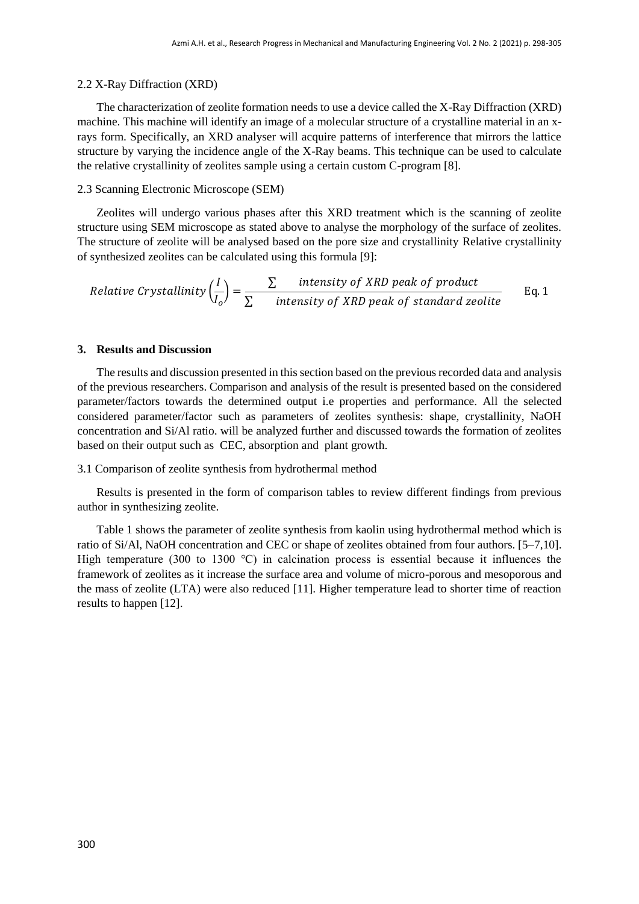### 2.2 X-Ray Diffraction (XRD)

The characterization of zeolite formation needs to use a device called the X-Ray Diffraction (XRD) machine. This machine will identify an image of a molecular structure of a crystalline material in an x-rays form. Specifically, an XRD analyser will acquire patterns of interference that mirrors the lattice structure by varying the incidence angle of the X-Ray beams. This technique can be used to calculate the relative crystallinity of zeolites sample using a certain custom C-program [8].

### 2.3 Scanning Electronic Microscope (SEM)

Zeolites will undergo various phases after this XRD treatment which is the scanning of zeolite structure using SEM microscope as stated above to analyse the morphology of the surface of zeolites. The structure of zeolite will be analysed based on the pore size and crystallinity Relative crystallinity of synthesized zeolites can be calculated using this formula [9]:

$$Relative\ Crystallinity\left(\frac{I}{I_o}\right) = \frac{\sum \quad intensity\ of\ XRD\ peak\ of\ product}{\sum \quad intensity\ of\ XRD\ peak\ of\ standard\ zeolite} \qquad \text{Eq. 1}$$

## 3. Results and Discussion

The results and discussion presented in this section based on the previous recorded data and analysis of the previous researchers. Comparison and analysis of the result is presented based on the considered parameter/factors towards the determined output i.e properties and performance. All the selected considered parameter/factor such as parameters of zeolites synthesis: shape, crystallinity, NaOH concentration and Si/Al ratio. will be analyzed further and discussed towards the formation of zeolites based on their output such as CEC, absorption and plant growth.

### 3.1 Comparison of zeolite synthesis from hydrothermal method

Results is presented in the form of comparison tables to review different findings from previous author in synthesizing zeolite.

Table 1 shows the parameter of zeolite synthesis from kaolin using hydrothermal method which is ratio of Si/Al, NaOH concentration and CEC or shape of zeolites obtained from four authors. [5–7,10]. High temperature (300 to 1300 ℃) in calcination process is essential because it influences the framework of zeolites as it increase the surface area and volume of micro-porous and mesoporous and the mass of zeolite (LTA) were also reduced [11]. Higher temperature lead to shorter time of reaction results to happen [12].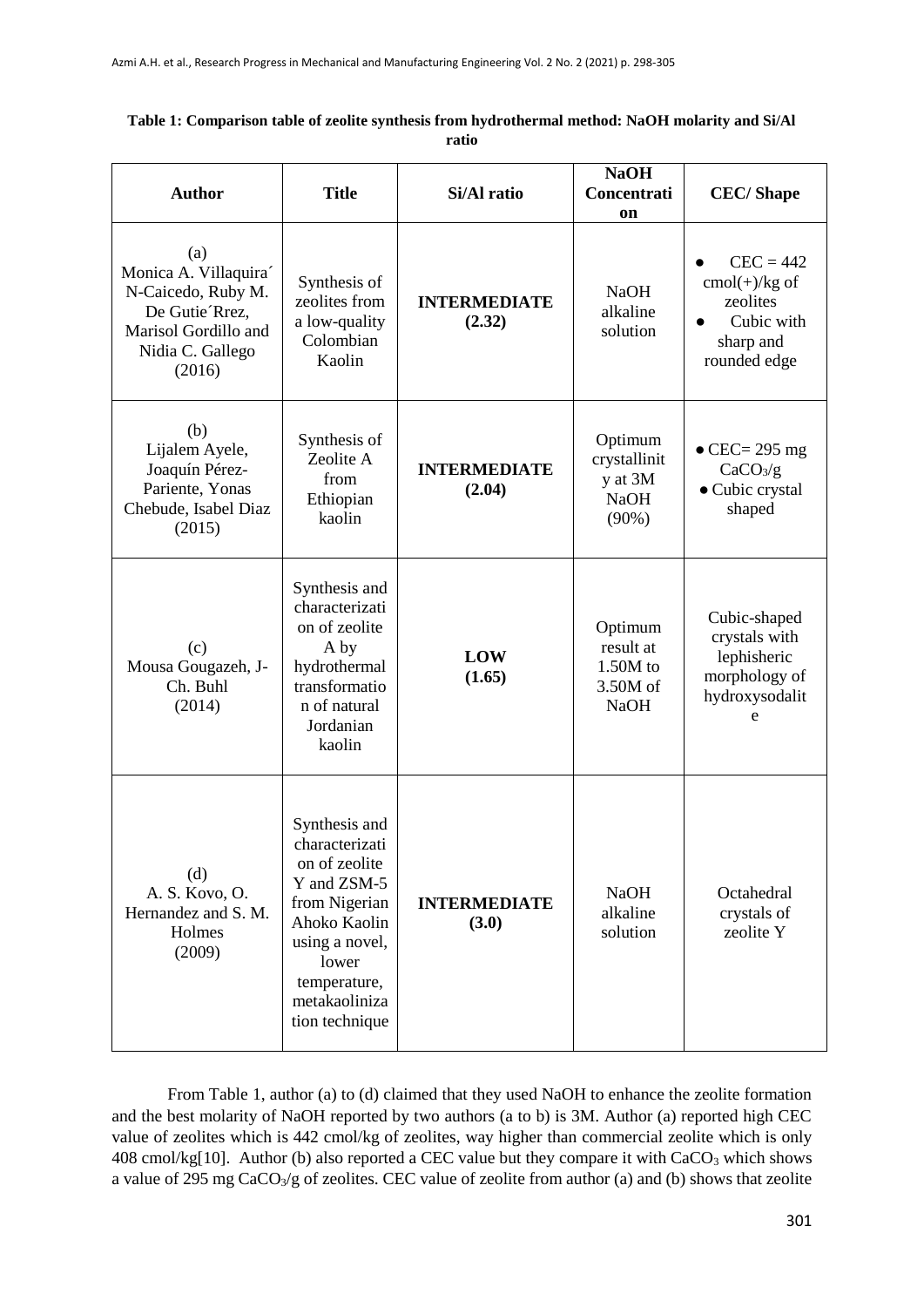**Table 1: Comparison table of zeolite synthesis from hydrothermal method: NaOH molarity and Si/Al ratio**

| Author | Title | Si/Al ratio | NaOH Concentration | CEC/ Shape |
|---|---|---|---|---|
| (a) Monica A. Villaquira´ N-Caicedo, Ruby M. De Gutie´Rrez, Marisol Gordillo and Nidia C. Gallego (2016) | Synthesis of zeolites from a low-quality Colombian Kaolin | **INTERMEDIATE (2.32)** | NaOH alkaline solution | ● CEC = 442 cmol(+)/kg of zeolites<br>● Cubic with sharp and rounded edge |
| (b) Lijalem Ayele, Joaquín Pérez-Pariente, Yonas Chebude, Isabel Diaz (2015) | Synthesis of Zeolite A from Ethiopian kaolin | **INTERMEDIATE (2.04)** | Optimum crystallinity at 3M NaOH (90%) | ● CEC= 295 mg $CaCO_3$/g<br>● Cubic crystal shaped |
| (c) Mousa Gougazeh, J-Ch. Buhl (2014) | Synthesis and characterization of zeolite A by hydrothermal transformation of natural Jordanian kaolin | **LOW (1.65)** | Optimum result at 1.50M to 3.50M of NaOH | Cubic-shaped crystals with lephisheric morphology of hydroxysodalite |
| (d) A. S. Kovo, O. Hernandez and S. M. Holmes (2009) | Synthesis and characterization of zeolite Y and ZSM-5 from Nigerian Ahoko Kaolin using a novel, lower temperature, metakaolinization technique | **INTERMEDIATE (3.0)** | NaOH alkaline solution | Octahedral crystals of zeolite Y |

From Table 1, author (a) to (d) claimed that they used NaOH to enhance the zeolite formation and the best molarity of NaOH reported by two authors (a to b) is 3M. Author (a) reported high CEC value of zeolites which is 442 cmol/kg of zeolites, way higher than commercial zeolite which is only 408 cmol/kg[10]. Author (b) also reported a CEC value but they compare it with $CaCO_3$ which shows a value of 295 mg $CaCO_3$/g of zeolites. CEC value of zeolite from author (a) and (b) shows that zeolite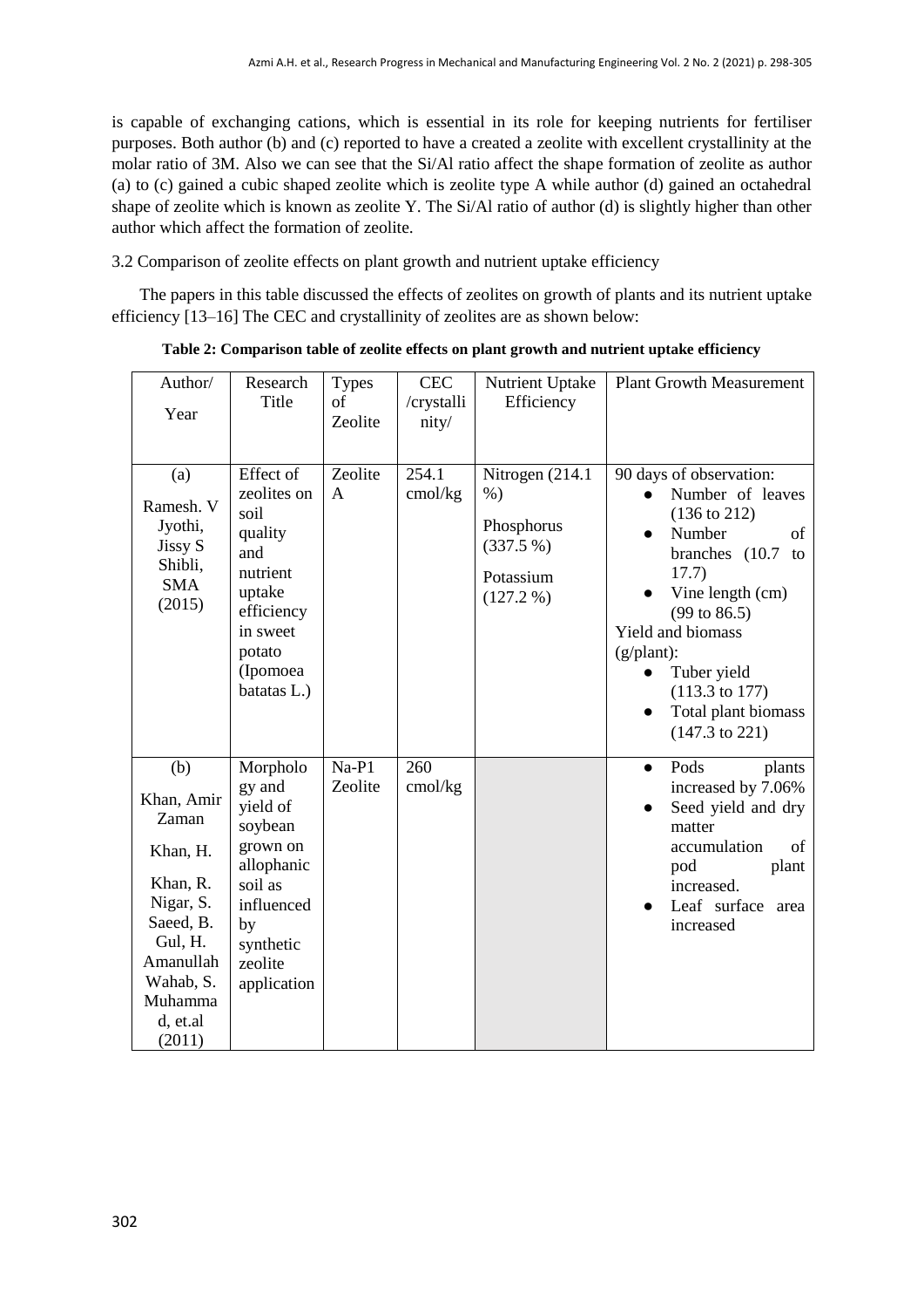is capable of exchanging cations, which is essential in its role for keeping nutrients for fertiliser purposes. Both author (b) and (c) reported to have a created a zeolite with excellent crystallinity at the molar ratio of 3M. Also we can see that the Si/Al ratio affect the shape formation of zeolite as author (a) to (c) gained a cubic shaped zeolite which is zeolite type A while author (d) gained an octahedral shape of zeolite which is known as zeolite Y. The Si/Al ratio of author (d) is slightly higher than other author which affect the formation of zeolite.

3.2 Comparison of zeolite effects on plant growth and nutrient uptake efficiency

The papers in this table discussed the effects of zeolites on growth of plants and its nutrient uptake efficiency [13–16] The CEC and crystallinity of zeolites are as shown below:

**Table 2: Comparison table of zeolite effects on plant growth and nutrient uptake efficiency**

| Author/ Year | Research Title | Types of Zeolite | CEC /crystallinity/ | Nutrient Uptake Efficiency | Plant Growth Measurement |
|---|---|---|---|---|---|
| (a) Ramesh. V Jyothi, Jissy S Shibli, SMA (2015) | Effect of zeolites on soil quality and nutrient uptake efficiency in sweet potato (Ipomoea batatas L.) | Zeolite A | 254.1 cmol/kg | Nitrogen (214.1 %)<br>Phosphorus (337.5 %)<br>Potassium (127.2 %) | 90 days of observation:<br>● Number of leaves (136 to 212)<br>● Number of branches (10.7 to 17.7)<br>● Vine length (cm) (99 to 86.5)<br>Yield and biomass (g/plant):<br>● Tuber yield (113.3 to 177)<br>● Total plant biomass (147.3 to 221) |
| (b) Khan, Amir Zaman Khan, H. Khan, R. Nigar, S. Saeed, B. Gul, H. Amanullah Wahab, S. Muhammad, et.al (2011) | Morphology and yield of soybean grown on allophanic soil as influenced by synthetic zeolite application | Na-P1 Zeolite | 260 cmol/kg | | ● Pods plants increased by 7.06%<br>● Seed yield and dry matter accumulation of pod plant increased.<br>● Leaf surface area increased |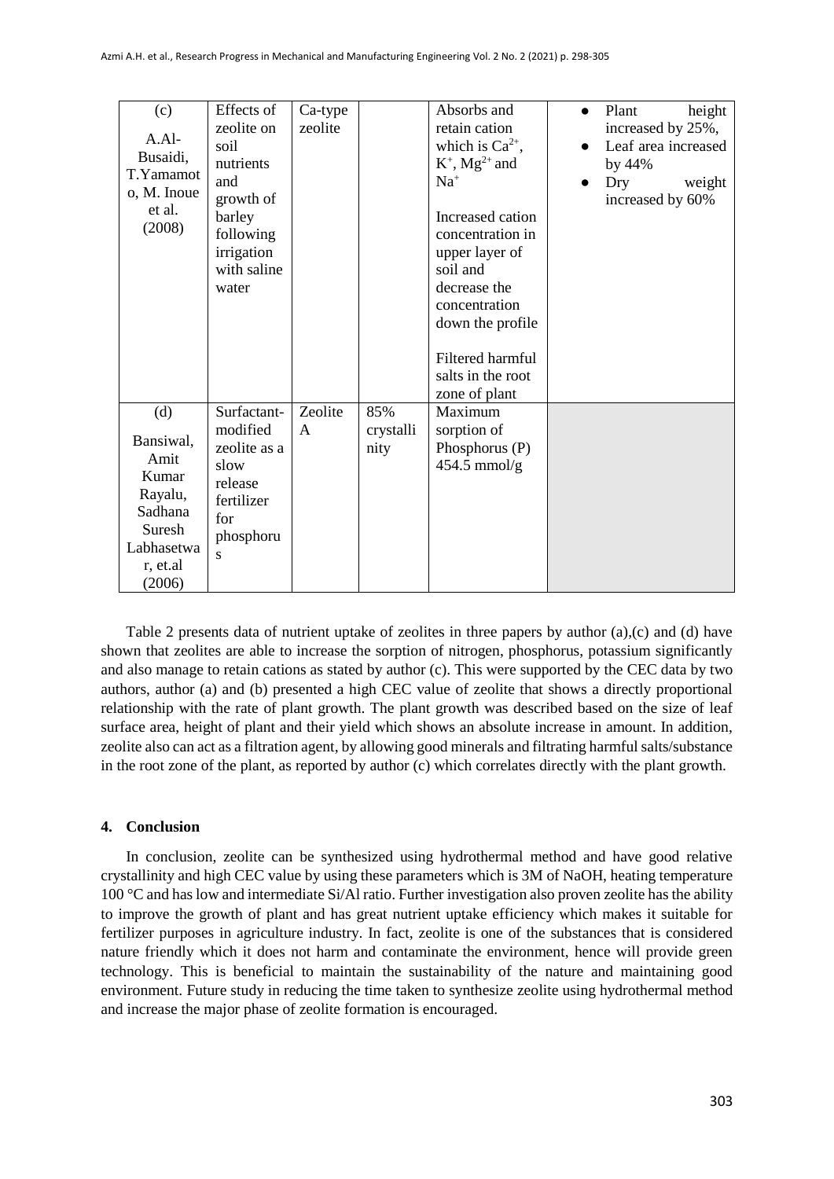| (c) A.Al-Busaidi, T.Yamamoto, M. Inoue et al. (2008) | Effects of zeolite on soil nutrients and growth of barley following irrigation with saline water | Ca-type zeolite | | Absorbs and retain cation which is $Ca^{2+}$, $K^{+}$, $Mg^{2+}$ and $Na^{+}$<br><br>Increased cation concentration in upper layer of soil and decrease the concentration down the profile<br><br>Filtered harmful salts in the root zone of plant | • Plant height increased by 25%,<br>• Leaf area increased by 44%<br>• Dry weight increased by 60% |
|---|---|---|---|---|---|
| (d) Bansiwal, Amit Kumar Rayalu, Sadhana Suresh Labhasetwar, et.al (2006) | Surfactant-modified zeolite as a slow release fertilizer for phosphorus | Zeolite A | 85% crystallinity | Maximum sorption of Phosphorus (P) 454.5 mmol/g | |

Table 2 presents data of nutrient uptake of zeolites in three papers by author (a),(c) and (d) have shown that zeolites are able to increase the sorption of nitrogen, phosphorus, potassium significantly and also manage to retain cations as stated by author (c). This were supported by the CEC data by two authors, author (a) and (b) presented a high CEC value of zeolite that shows a directly proportional relationship with the rate of plant growth. The plant growth was described based on the size of leaf surface area, height of plant and their yield which shows an absolute increase in amount. In addition, zeolite also can act as a filtration agent, by allowing good minerals and filtrating harmful salts/substance in the root zone of the plant, as reported by author (c) which correlates directly with the plant growth.

## 4. Conclusion

In conclusion, zeolite can be synthesized using hydrothermal method and have good relative crystallinity and high CEC value by using these parameters which is 3M of NaOH, heating temperature 100 °C and has low and intermediate Si/Al ratio. Further investigation also proven zeolite has the ability to improve the growth of plant and has great nutrient uptake efficiency which makes it suitable for fertilizer purposes in agriculture industry. In fact, zeolite is one of the substances that is considered nature friendly which it does not harm and contaminate the environment, hence will provide green technology. This is beneficial to maintain the sustainability of the nature and maintaining good environment. Future study in reducing the time taken to synthesize zeolite using hydrothermal method and increase the major phase of zeolite formation is encouraged.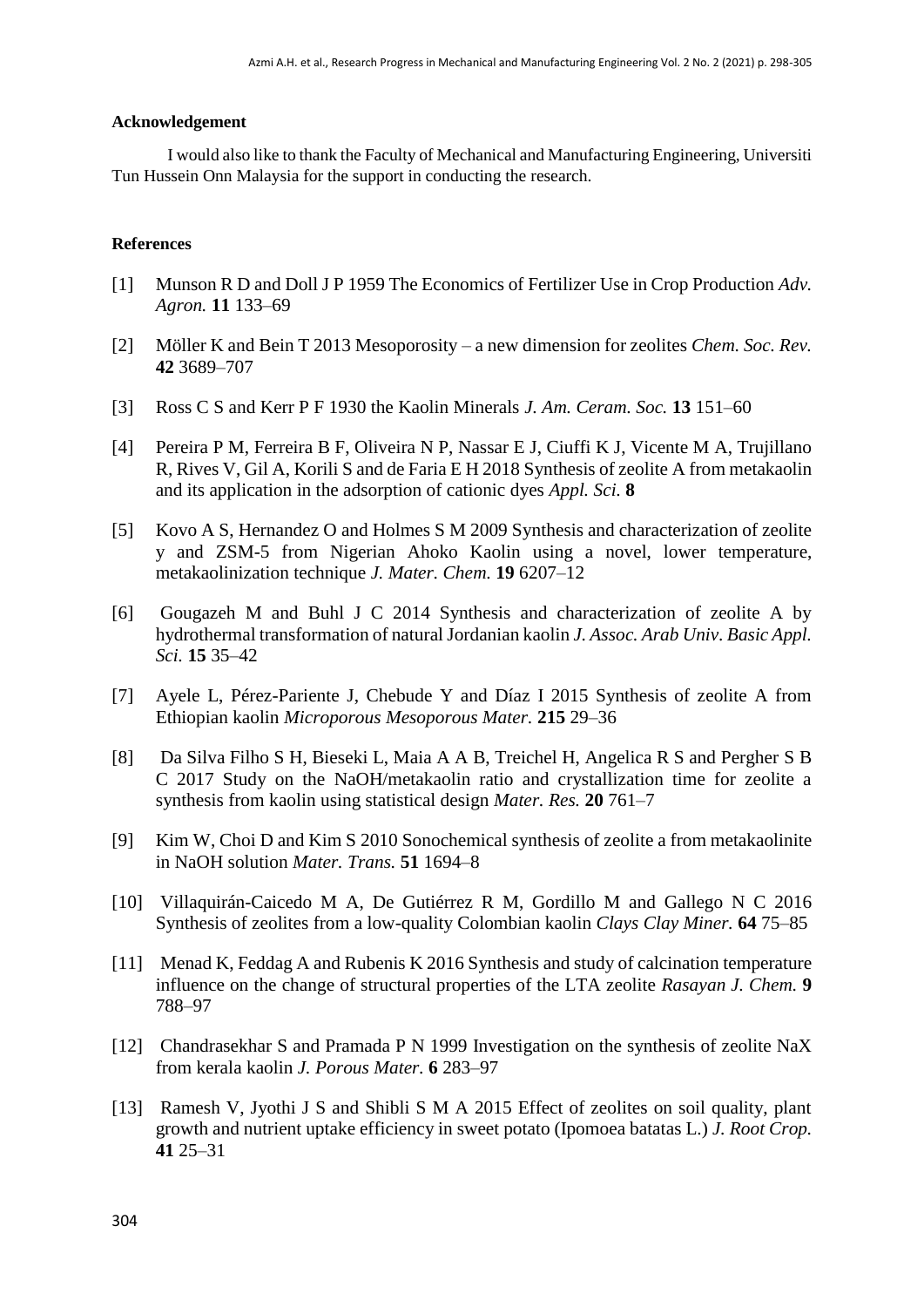**Acknowledgement**

I would also like to thank the Faculty of Mechanical and Manufacturing Engineering, Universiti Tun Hussein Onn Malaysia for the support in conducting the research.

**References**

[1] Munson R D and Doll J P 1959 The Economics of Fertilizer Use in Crop Production *Adv. Agron.* **11** 133–69

[2] Möller K and Bein T 2013 Mesoporosity – a new dimension for zeolites *Chem. Soc. Rev.* **42** 3689–707

[3] Ross C S and Kerr P F 1930 the Kaolin Minerals *J. Am. Ceram. Soc.* **13** 151–60

[4] Pereira P M, Ferreira B F, Oliveira N P, Nassar E J, Ciuffi K J, Vicente M A, Trujillano R, Rives V, Gil A, Korili S and de Faria E H 2018 Synthesis of zeolite A from metakaolin and its application in the adsorption of cationic dyes *Appl. Sci.* **8**

[5] Kovo A S, Hernandez O and Holmes S M 2009 Synthesis and characterization of zeolite y and ZSM-5 from Nigerian Ahoko Kaolin using a novel, lower temperature, metakaolinization technique *J. Mater. Chem.* **19** 6207–12

[6] Gougazeh M and Buhl J C 2014 Synthesis and characterization of zeolite A by hydrothermal transformation of natural Jordanian kaolin *J. Assoc. Arab Univ. Basic Appl. Sci.* **15** 35–42

[7] Ayele L, Pérez-Pariente J, Chebude Y and Díaz I 2015 Synthesis of zeolite A from Ethiopian kaolin *Microporous Mesoporous Mater.* **215** 29–36

[8] Da Silva Filho S H, Bieseki L, Maia A A B, Treichel H, Angelica R S and Pergher S B C 2017 Study on the NaOH/metakaolin ratio and crystallization time for zeolite a synthesis from kaolin using statistical design *Mater. Res.* **20** 761–7

[9] Kim W, Choi D and Kim S 2010 Sonochemical synthesis of zeolite a from metakaolinite in NaOH solution *Mater. Trans.* **51** 1694–8

[10] Villaquirán-Caicedo M A, De Gutiérrez R M, Gordillo M and Gallego N C 2016 Synthesis of zeolites from a low-quality Colombian kaolin *Clays Clay Miner.* **64** 75–85

[11] Menad K, Feddag A and Rubenis K 2016 Synthesis and study of calcination temperature influence on the change of structural properties of the LTA zeolite *Rasayan J. Chem.* **9** 788–97

[12] Chandrasekhar S and Pramada P N 1999 Investigation on the synthesis of zeolite NaX from kerala kaolin *J. Porous Mater.* **6** 283–97

[13] Ramesh V, Jyothi J S and Shibli S M A 2015 Effect of zeolites on soil quality, plant growth and nutrient uptake efficiency in sweet potato (Ipomoea batatas L.) *J. Root Crop.* **41** 25–31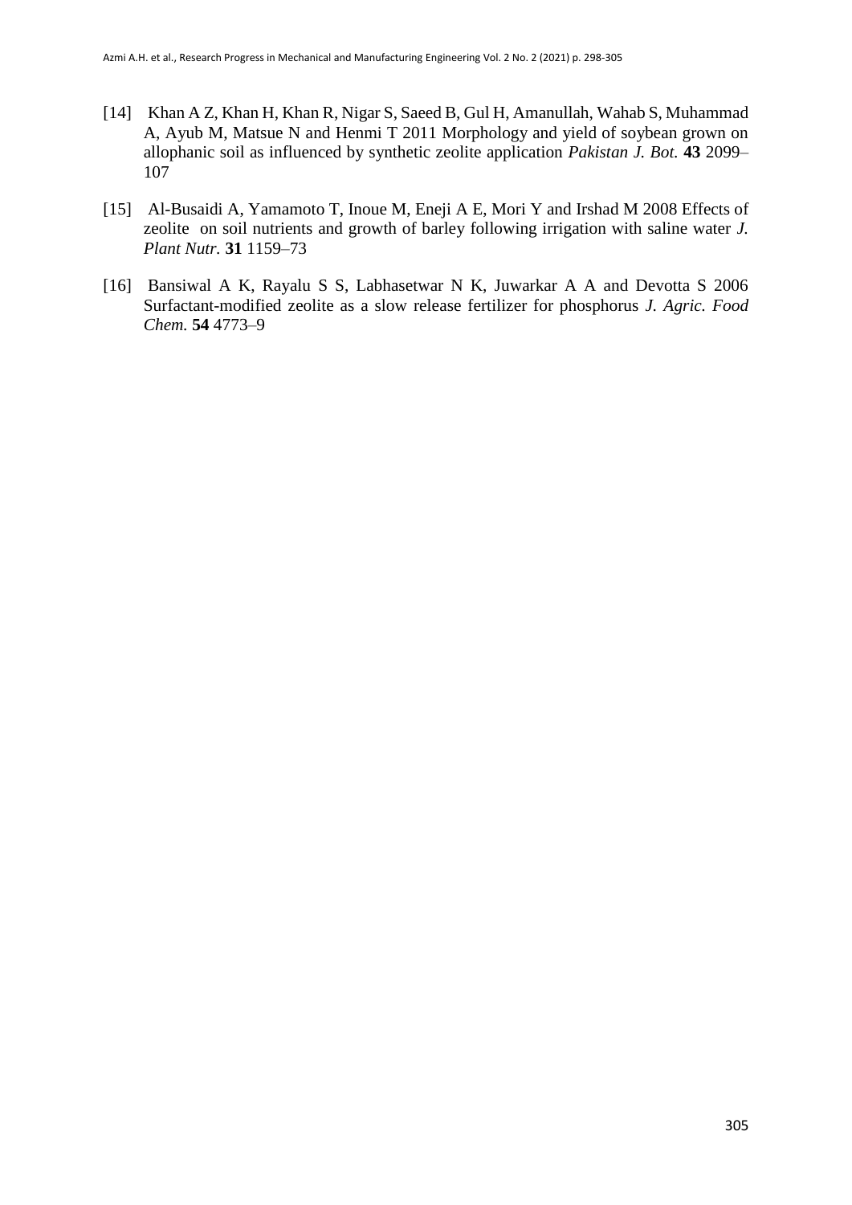[14] Khan A Z, Khan H, Khan R, Nigar S, Saeed B, Gul H, Amanullah, Wahab S, Muhammad A, Ayub M, Matsue N and Henmi T 2011 Morphology and yield of soybean grown on allophanic soil as influenced by synthetic zeolite application *Pakistan J. Bot.* **43** 2099–107

[15] Al-Busaidi A, Yamamoto T, Inoue M, Eneji A E, Mori Y and Irshad M 2008 Effects of zeolite on soil nutrients and growth of barley following irrigation with saline water *J. Plant Nutr.* **31** 1159–73

[16] Bansiwal A K, Rayalu S S, Labhasetwar N K, Juwarkar A A and Devotta S 2006 Surfactant-modified zeolite as a slow release fertilizer for phosphorus *J. Agric. Food Chem.* **54** 4773–9